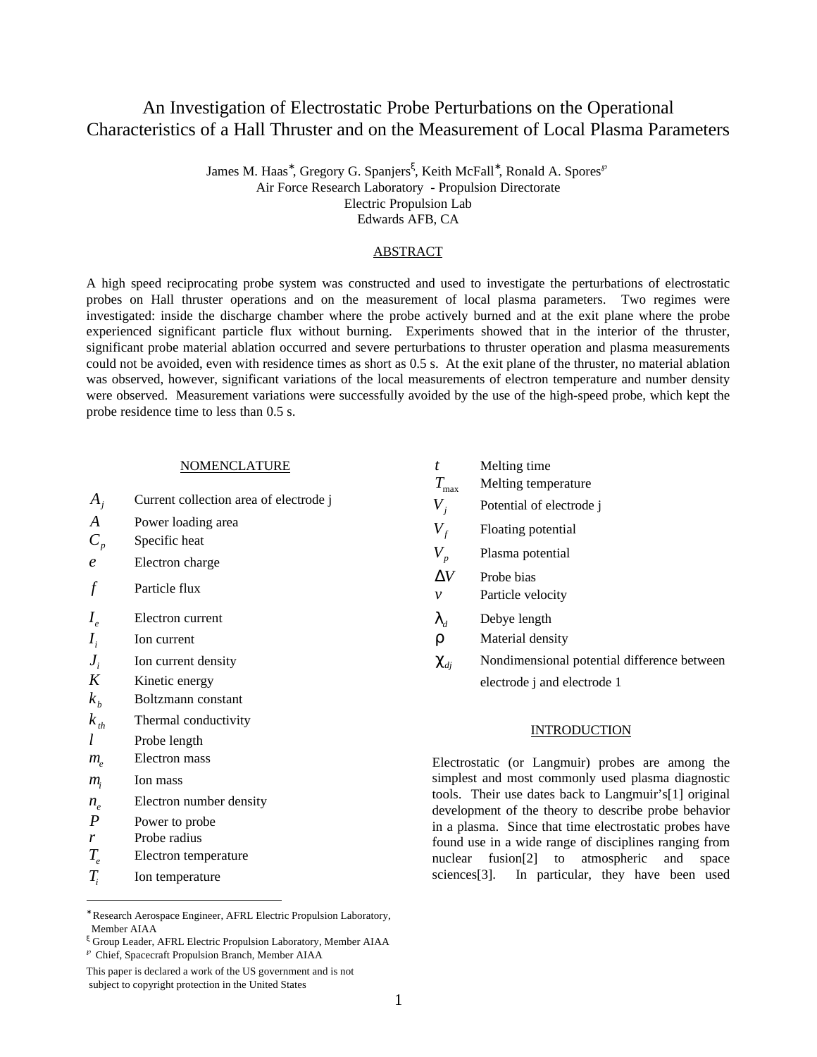# An Investigation of Electrostatic Probe Perturbations on the Operational Characteristics of a Hall Thruster and on the Measurement of Local Plasma Parameters

James M. Haas[*], Gregory G. Spanjers[ξ], Keith McFall[*], Ronald A. Spores[℘]
Air Force Research Laboratory - Propulsion Directorate
Electric Propulsion Lab
Edwards AFB, CA

## ABSTRACT

A high speed reciprocating probe system was constructed and used to investigate the perturbations of electrostatic probes on Hall thruster operations and on the measurement of local plasma parameters. Two regimes were investigated: inside the discharge chamber where the probe actively burned and at the exit plane where the probe experienced significant particle flux without burning. Experiments showed that in the interior of the thruster, significant probe material ablation occurred and severe perturbations to thruster operation and plasma measurements could not be avoided, even with residence times as short as 0.5 s. At the exit plane of the thruster, no material ablation was observed, however, significant variations of the local measurements of electron temperature and number density were observed. Measurement variations were successfully avoided by the use of the high-speed probe, which kept the probe residence time to less than 0.5 s.

## NOMENCLATURE

| | |
|---|---|
| $A_j$ | Current collection area of electrode j |
| $A$ | Power loading area |
| $C_p$ | Specific heat |
| $e$ | Electron charge |
| $f$ | Particle flux |
| $I_e$ | Electron current |
| $I_i$ | Ion current |
| $J_i$ | Ion current density |
| $K$ | Kinetic energy |
| $k_b$ | Boltzmann constant |
| $k_{th}$ | Thermal conductivity |
| $l$ | Probe length |
| $m_e$ | Electron mass |
| $m_i$ | Ion mass |
| $n_e$ | Electron number density |
| $P$ | Power to probe |
| $r$ | Probe radius |
| $T_e$ | Electron temperature |
| $T_i$ | Ion temperature |
| $t$ | Melting time |
| $T_{max}$ | Melting temperature |
| $V_j$ | Potential of electrode j |
| $V_f$ | Floating potential |
| $V_p$ | Plasma potential |
| $\Delta V$ | Probe bias |
| $v$ | Particle velocity |
| $\lambda_d$ | Debye length |
| $\rho$ | Material density |
| $\chi_{dj}$ | Nondimensional potential difference between electrode j and electrode 1 |

## INTRODUCTION

Electrostatic (or Langmuir) probes are among the simplest and most commonly used plasma diagnostic tools. Their use dates back to Langmuir's[1] original development of the theory to describe probe behavior in a plasma. Since that time electrostatic probes have found use in a wide range of disciplines ranging from nuclear fusion[2] to atmospheric and space sciences[3]. In particular, they have been used

---

[*] Research Aerospace Engineer, AFRL Electric Propulsion Laboratory, Member AIAA

[ξ] Group Leader, AFRL Electric Propulsion Laboratory, Member AIAA

[℘] Chief, Spacecraft Propulsion Branch, Member AIAA

This paper is declared a work of the US government and is not subject to copyright protection in the United States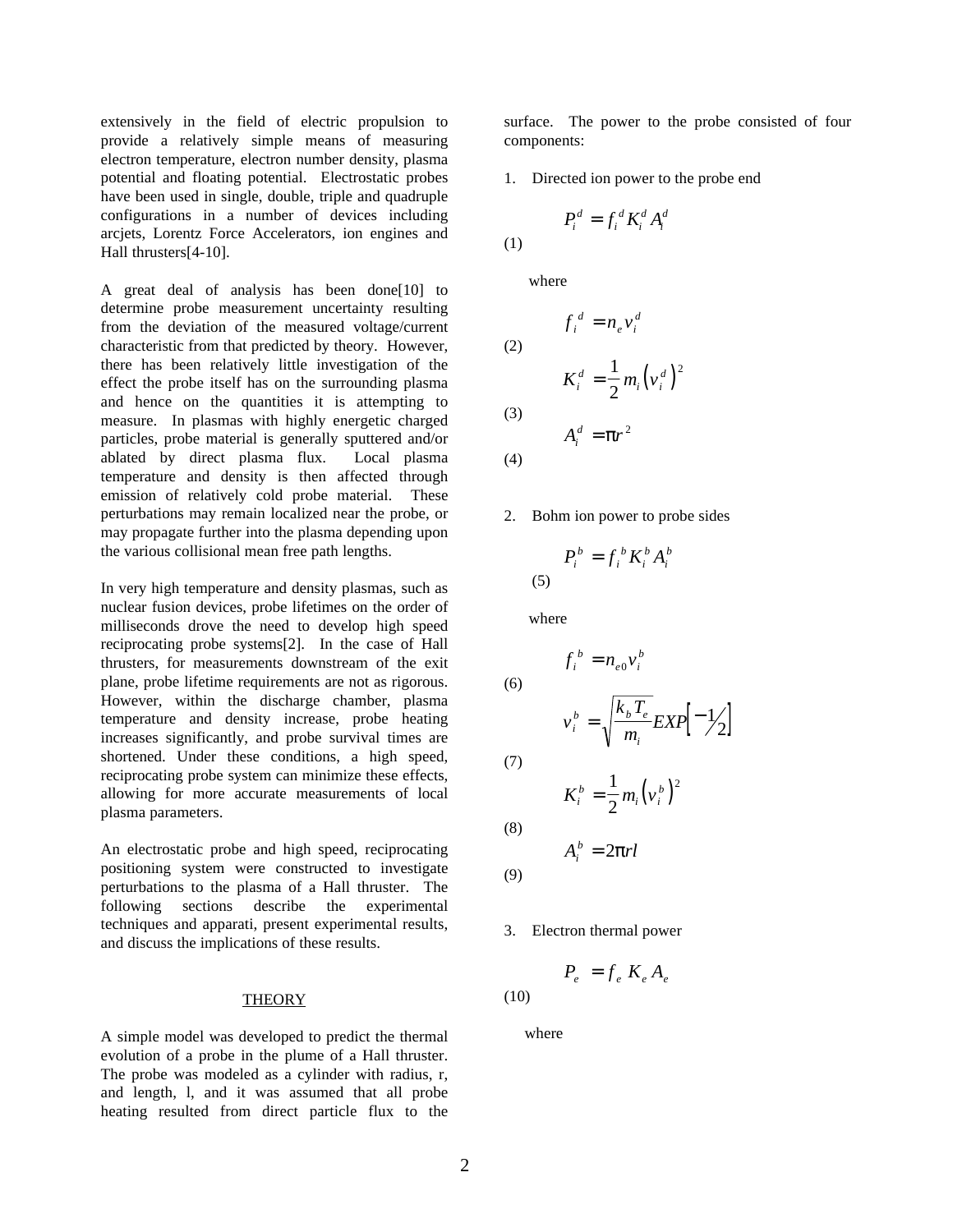extensively in the field of electric propulsion to provide a relatively simple means of measuring electron temperature, electron number density, plasma potential and floating potential. Electrostatic probes have been used in single, double, triple and quadruple configurations in a number of devices including arcjets, Lorentz Force Accelerators, ion engines and Hall thrusters[4-10].

A great deal of analysis has been done[10] to determine probe measurement uncertainty resulting from the deviation of the measured voltage/current characteristic from that predicted by theory. However, there has been relatively little investigation of the effect the probe itself has on the surrounding plasma and hence on the quantities it is attempting to measure. In plasmas with highly energetic charged particles, probe material is generally sputtered and/or ablated by direct plasma flux. Local plasma temperature and density is then affected through emission of relatively cold probe material. These perturbations may remain localized near the probe, or may propagate further into the plasma depending upon the various collisional mean free path lengths.

In very high temperature and density plasmas, such as nuclear fusion devices, probe lifetimes on the order of milliseconds drove the need to develop high speed reciprocating probe systems[2]. In the case of Hall thrusters, for measurements downstream of the exit plane, probe lifetime requirements are not as rigorous. However, within the discharge chamber, plasma temperature and density increase, probe heating increases significantly, and probe survival times are shortened. Under these conditions, a high speed, reciprocating probe system can minimize these effects, allowing for more accurate measurements of local plasma parameters.

An electrostatic probe and high speed, reciprocating positioning system were constructed to investigate perturbations to the plasma of a Hall thruster. The following sections describe the experimental techniques and apparati, present experimental results, and discuss the implications of these results.

## THEORY

A simple model was developed to predict the thermal evolution of a probe in the plume of a Hall thruster. The probe was modeled as a cylinder with radius, r, and length, l, and it was assumed that all probe heating resulted from direct particle flux to the surface. The power to the probe consisted of four components:

1. Directed ion power to the probe end

$$P_i^d = f_i^d K_i^d A_i^d \tag{1}$$

where

$$f_i^d = n_e v_i^d \tag{2}$$

$$K_i^d = \frac{1}{2} m_i \left(v_i^d\right)^2 \tag{3}$$

$$A_i^d = \pi r^2 \tag{4}$$

2. Bohm ion power to probe sides

$$P_i^b = f_i^b K_i^b A_i^b \tag{5}$$

where

$$f_i^b = n_{e0} v_i^b \tag{6}$$

$$v_i^b = \sqrt{\frac{k_b T_e}{m_i}} EXP\left[-\tfrac{1}{2}\right] \tag{7}$$

$$K_i^b = \frac{1}{2} m_i \left(v_i^b\right)^2 \tag{8}$$

$$A_i^b = 2\pi r l \tag{9}$$

3. Electron thermal power

$$P_e = f_e K_e A_e \tag{10}$$

where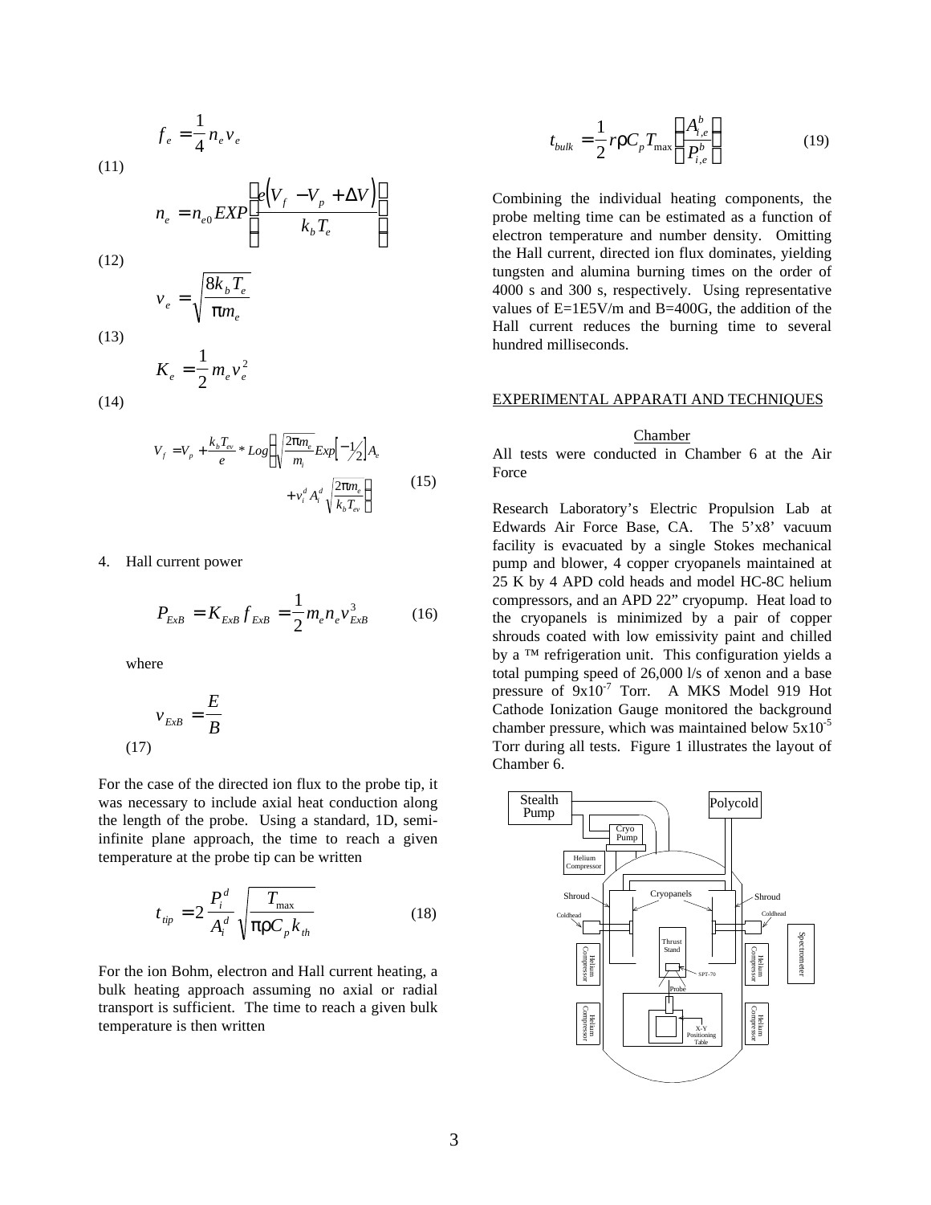$$f_e = \frac{1}{4} n_e v_e \tag{11}$$

$$n_e = n_{e0} EXP\left(\frac{e\left(V_f - V_p + \Delta V\right)}{k_b T_e}\right) \tag{12}$$

$$v_e = \sqrt{\frac{8 k_b T_e}{\pi m_e}} \tag{13}$$

$$K_e = \frac{1}{2} m_e v_e^2 \tag{14}$$

$$V_f = V_p + \frac{k_b T_{ev}}{e} * Log\left(\sqrt{\frac{2\pi m_e}{m_i}} Exp\left[-\tfrac{1}{2}\right] A_e + v_i^d A_i^d \sqrt{\frac{2\pi m_e}{k_b T_{ev}}}\right) \tag{15}$$

4. Hall current power

$$P_{ExB} = K_{ExB} f_{ExB} = \frac{1}{2} m_e n_e v_{ExB}^3 \tag{16}$$

where

$$v_{ExB} = \frac{E}{B} \tag{17}$$

For the case of the directed ion flux to the probe tip, it was necessary to include axial heat conduction along the length of the probe. Using a standard, 1D, semi-infinite plane approach, the time to reach a given temperature at the probe tip can be written

$$t_{tip} = 2\frac{P_i^d}{A_i^d}\sqrt{\frac{T_{\max}}{\pi \rho C_p k_{th}}} \tag{18}$$

For the ion Bohm, electron and Hall current heating, a bulk heating approach assuming no axial or radial transport is sufficient. The time to reach a given bulk temperature is then written

$$t_{bulk} = \frac{1}{2} r \rho C_p T_{\max}\left(\frac{A_{i,e}^b}{P_{i,e}^b}\right) \tag{19}$$

Combining the individual heating components, the probe melting time can be estimated as a function of electron temperature and number density. Omitting the Hall current, directed ion flux dominates, yielding tungsten and alumina burning times on the order of 4000 s and 300 s, respectively. Using representative values of E=1E5V/m and B=400G, the addition of the Hall current reduces the burning time to several hundred milliseconds.

## EXPERIMENTAL APPARATI AND TECHNIQUES

### Chamber

All tests were conducted in Chamber 6 at the Air Force

Research Laboratory's Electric Propulsion Lab at Edwards Air Force Base, CA. The 5'x8' vacuum facility is evacuated by a single Stokes mechanical pump and blower, 4 copper cryopanels maintained at 25 K by 4 APD cold heads and model HC-8C helium compressors, and an APD 22" cryopump. Heat load to the cryopanels is minimized by a pair of copper shrouds coated with low emissivity paint and chilled by a ™ refrigeration unit. This configuration yields a total pumping speed of 26,000 l/s of xenon and a base pressure of $9\text{x}10^{-7}$ Torr. A MKS Model 919 Hot Cathode Ionization Gauge monitored the background chamber pressure, which was maintained below $5\text{x}10^{-5}$ Torr during all tests. Figure 1 illustrates the layout of Chamber 6.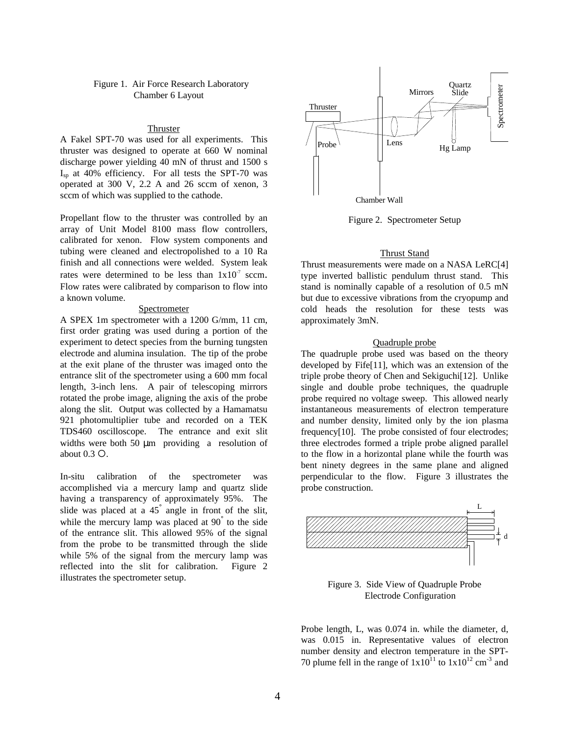Figure 1. Air Force Research Laboratory Chamber 6 Layout

### Thruster

A Fakel SPT-70 was used for all experiments. This thruster was designed to operate at 660 W nominal discharge power yielding 40 mN of thrust and 1500 s $I_{sp}$ at 40% efficiency. For all tests the SPT-70 was operated at 300 V, 2.2 A and 26 sccm of xenon, 3 sccm of which was supplied to the cathode.

Propellant flow to the thruster was controlled by an array of Unit Model 8100 mass flow controllers, calibrated for xenon. Flow system components and tubing were cleaned and electropolished to a 10 Ra finish and all connections were welded. System leak rates were determined to be less than $1 \times 10^{-7}$ sccm. Flow rates were calibrated by comparison to flow into a known volume.

### Spectrometer

A SPEX 1m spectrometer with a 1200 G/mm, 11 cm, first order grating was used during a portion of the experiment to detect species from the burning tungsten electrode and alumina insulation. The tip of the probe at the exit plane of the thruster was imaged onto the entrance slit of the spectrometer using a 600 mm focal length, 3-inch lens. A pair of telescoping mirrors rotated the probe image, aligning the axis of the probe along the slit. Output was collected by a Hamamatsu 921 photomultiplier tube and recorded on a TEK TDS460 oscilloscope. The entrance and exit slit widths were both 50 μm providing a resolution of about 0.3 Å.

In-situ calibration of the spectrometer was accomplished via a mercury lamp and quartz slide having a transparency of approximately 95%. The slide was placed at a 45° angle in front of the slit, while the mercury lamp was placed at 90° to the side of the entrance slit. This allowed 95% of the signal from the probe to be transmitted through the slide while 5% of the signal from the mercury lamp was reflected into the slit for calibration. Figure 2 illustrates the spectrometer setup.

Figure 2. Spectrometer Setup

### Thrust Stand

Thrust measurements were made on a NASA LeRC[4] type inverted ballistic pendulum thrust stand. This stand is nominally capable of a resolution of 0.5 mN but due to excessive vibrations from the cryopump and cold heads the resolution for these tests was approximately 3mN.

### Quadruple probe

The quadruple probe used was based on the theory developed by Fife[11], which was an extension of the triple probe theory of Chen and Sekiguchi[12]. Unlike single and double probe techniques, the quadruple probe required no voltage sweep. This allowed nearly instantaneous measurements of electron temperature and number density, limited only by the ion plasma frequency[10]. The probe consisted of four electrodes; three electrodes formed a triple probe aligned parallel to the flow in a horizontal plane while the fourth was bent ninety degrees in the same plane and aligned perpendicular to the flow. Figure 3 illustrates the probe construction.

Figure 3. Side View of Quadruple Probe Electrode Configuration

Probe length, L, was 0.074 in. while the diameter, d, was 0.015 in. Representative values of electron number density and electron temperature in the SPT-70 plume fell in the range of $1 \times 10^{11}$ to $1 \times 10^{12}$ $cm^{-3}$ and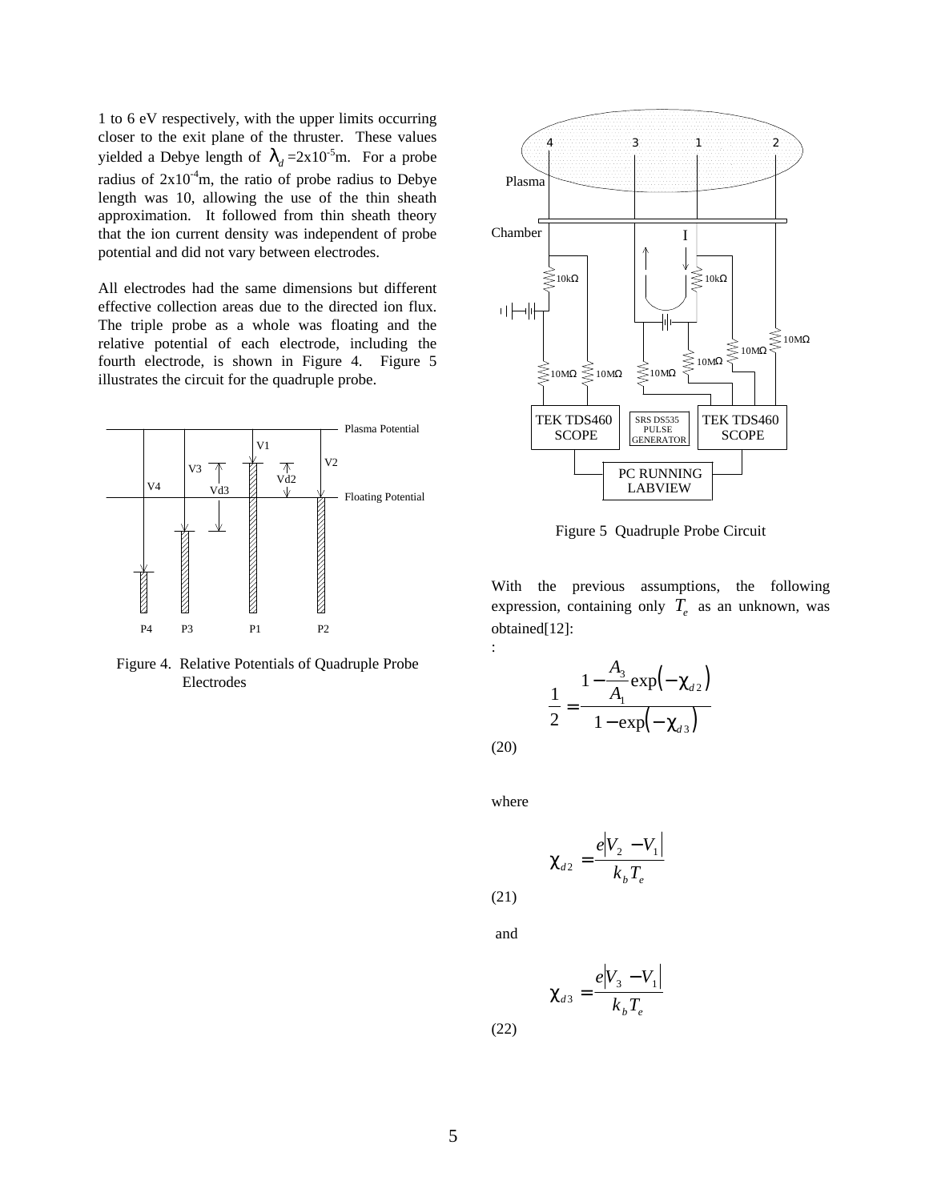1 to 6 eV respectively, with the upper limits occurring closer to the exit plane of the thruster. These values yielded a Debye length of $\lambda_d = 2\text{x}10^{-5}$m. For a probe radius of $2\text{x}10^{-4}$m, the ratio of probe radius to Debye length was 10, allowing the use of the thin sheath approximation. It followed from thin sheath theory that the ion current density was independent of probe potential and did not vary between electrodes.

All electrodes had the same dimensions but different effective collection areas due to the directed ion flux. The triple probe as a whole was floating and the relative potential of each electrode, including the fourth electrode, is shown in Figure 4. Figure 5 illustrates the circuit for the quadruple probe.

Figure 4. Relative Potentials of Quadruple Probe Electrodes

Figure 5 Quadruple Probe Circuit

With the previous assumptions, the following expression, containing only $T_e$ as an unknown, was obtained[12]:

$$\frac{1}{2} = \frac{1 - \frac{A_3}{A_1}\exp(-\chi_{d2})}{1 - \exp(-\chi_{d3})} \tag{20}$$

where

$$\chi_{d2} = \frac{e|V_2 - V_1|}{k_b T_e} \tag{21}$$

and

$$\chi_{d3} = \frac{e|V_3 - V_1|}{k_b T_e} \tag{22}$$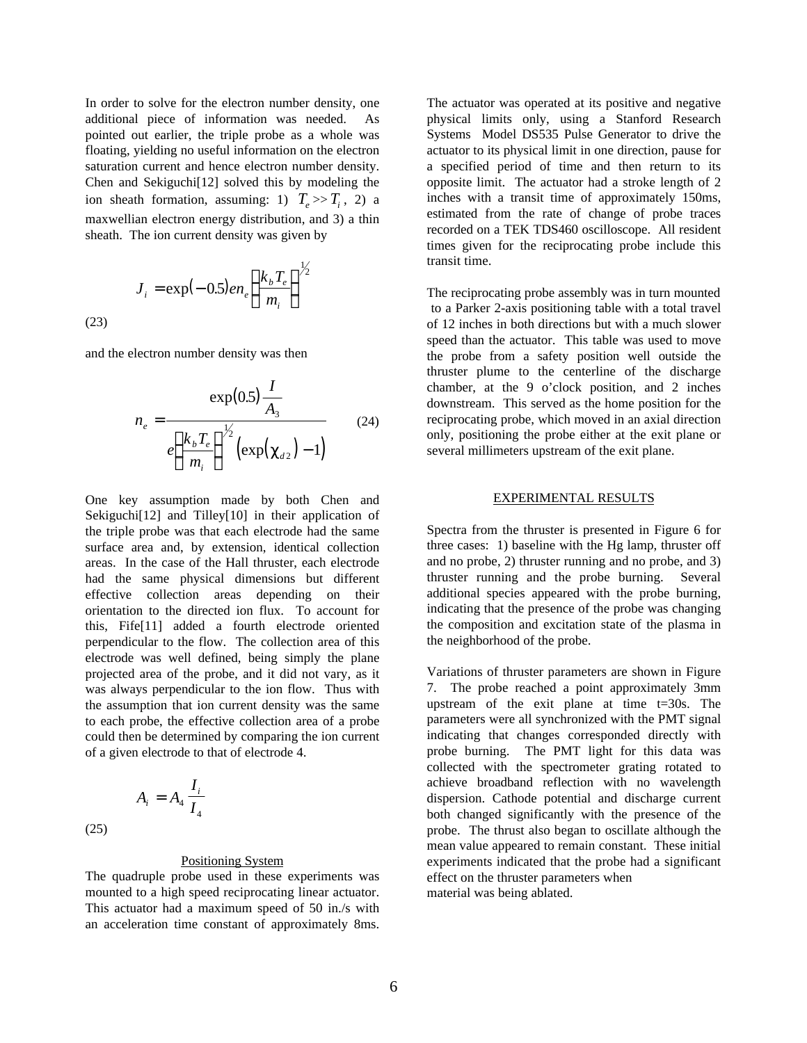In order to solve for the electron number density, one additional piece of information was needed. As pointed out earlier, the triple probe as a whole was floating, yielding no useful information on the electron saturation current and hence electron number density. Chen and Sekiguchi[12] solved this by modeling the ion sheath formation, assuming: 1) $T_e >> T_i$, 2) a maxwellian electron energy distribution, and 3) a thin sheath. The ion current density was given by

$$J_i = \exp(-0.5) e n_e \left( \frac{k_b T_e}{m_i} \right)^{1/2} \tag{23}$$

and the electron number density was then

$$n_e = \frac{\exp(0.5) \dfrac{I}{A_3}}{e \left( \dfrac{k_b T_e}{m_i} \right)^{1/2} \left( \exp(\chi_{d2}) - 1 \right)} \tag{24}$$

One key assumption made by both Chen and Sekiguchi[12] and Tilley[10] in their application of the triple probe was that each electrode had the same surface area and, by extension, identical collection areas. In the case of the Hall thruster, each electrode had the same physical dimensions but different effective collection areas depending on their orientation to the directed ion flux. To account for this, Fife[11] added a fourth electrode oriented perpendicular to the flow. The collection area of this electrode was well defined, being simply the plane projected area of the probe, and it did not vary, as it was always perpendicular to the ion flow. Thus with the assumption that ion current density was the same to each probe, the effective collection area of a probe could then be determined by comparing the ion current of a given electrode to that of electrode 4.

$$A_i = A_4 \frac{I_i}{I_4} \tag{25}$$

## Positioning System

The quadruple probe used in these experiments was mounted to a high speed reciprocating linear actuator. This actuator had a maximum speed of 50 in./s with an acceleration time constant of approximately 8ms. The actuator was operated at its positive and negative physical limits only, using a Stanford Research Systems Model DS535 Pulse Generator to drive the actuator to its physical limit in one direction, pause for a specified period of time and then return to its opposite limit. The actuator had a stroke length of 2 inches with a transit time of approximately 150ms, estimated from the rate of change of probe traces recorded on a TEK TDS460 oscilloscope. All resident times given for the reciprocating probe include this transit time.

The reciprocating probe assembly was in turn mounted to a Parker 2-axis positioning table with a total travel of 12 inches in both directions but with a much slower speed than the actuator. This table was used to move the probe from a safety position well outside the thruster plume to the centerline of the discharge chamber, at the 9 o'clock position, and 2 inches downstream. This served as the home position for the reciprocating probe, which moved in an axial direction only, positioning the probe either at the exit plane or several millimeters upstream of the exit plane.

## EXPERIMENTAL RESULTS

Spectra from the thruster is presented in Figure 6 for three cases: 1) baseline with the Hg lamp, thruster off and no probe, 2) thruster running and no probe, and 3) thruster running and the probe burning. Several additional species appeared with the probe burning, indicating that the presence of the probe was changing the composition and excitation state of the plasma in the neighborhood of the probe.

Variations of thruster parameters are shown in Figure 7. The probe reached a point approximately 3mm upstream of the exit plane at time t=30s. The parameters were all synchronized with the PMT signal indicating that changes corresponded directly with probe burning. The PMT light for this data was collected with the spectrometer grating rotated to achieve broadband reflection with no wavelength dispersion. Cathode potential and discharge current both changed significantly with the presence of the probe. The thrust also began to oscillate although the mean value appeared to remain constant. These initial experiments indicated that the probe had a significant effect on the thruster parameters when material was being ablated.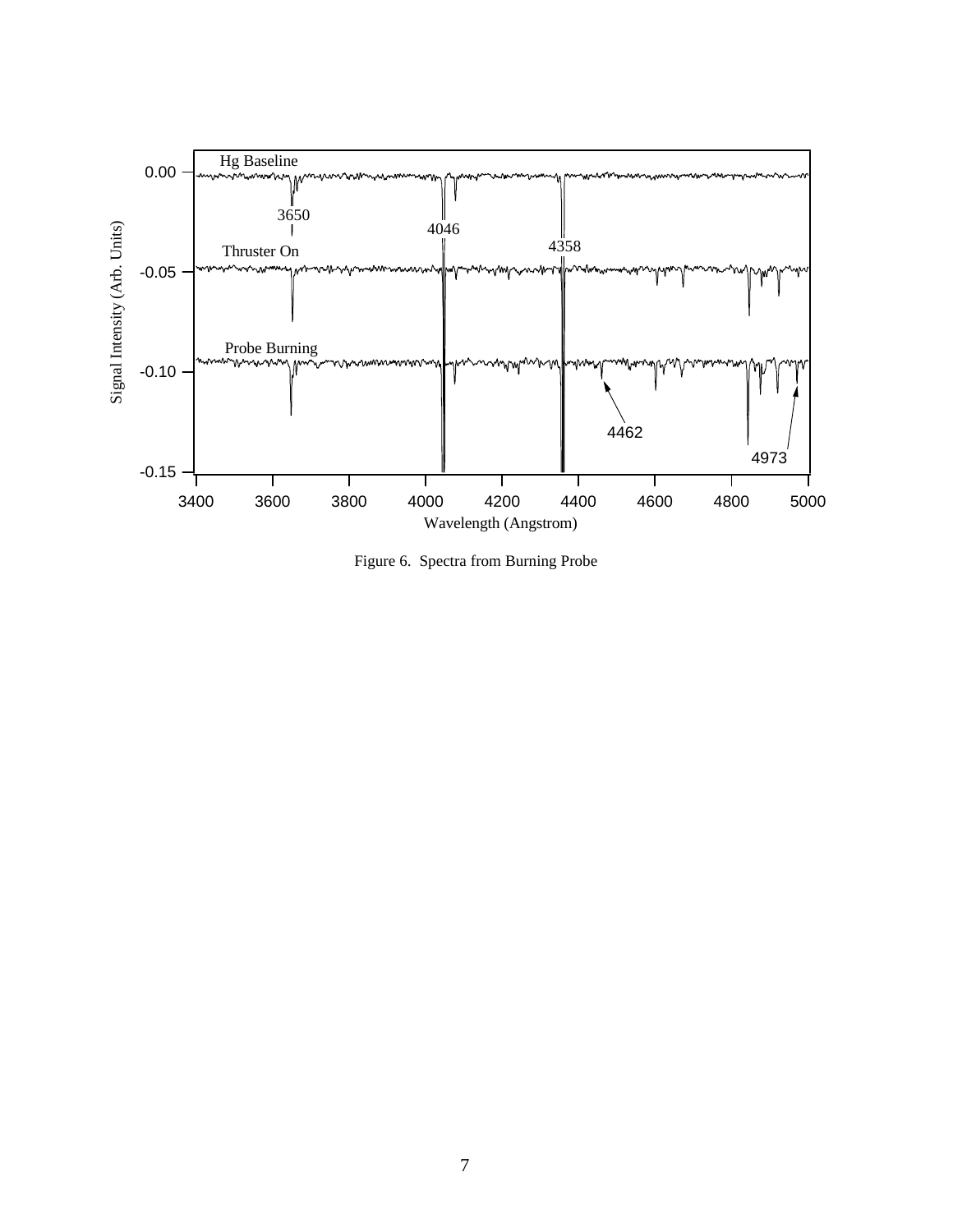Figure 6. Spectra from Burning Probe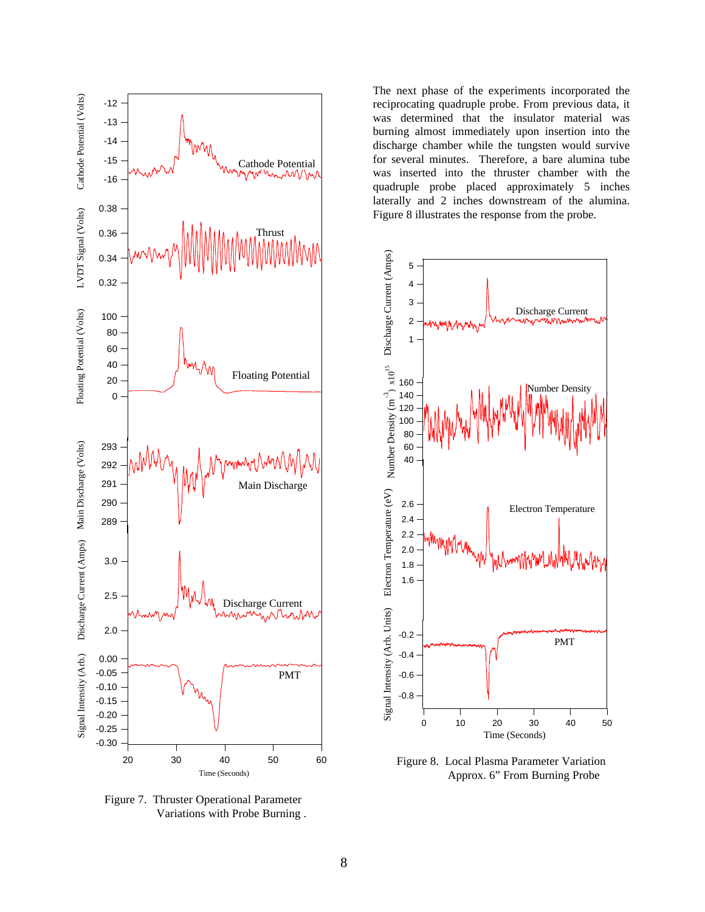The next phase of the experiments incorporated the reciprocating quadruple probe. From previous data, it was determined that the insulator material was burning almost immediately upon insertion into the discharge chamber while the tungsten would survive for several minutes. Therefore, a bare alumina tube was inserted into the thruster chamber with the quadruple probe placed approximately 5 inches laterally and 2 inches downstream of the alumina. Figure 8 illustrates the response from the probe.

Figure 7. Thruster Operational Parameter Variations with Probe Burning .

Figure 8. Local Plasma Parameter Variation Approx. 6" From Burning Probe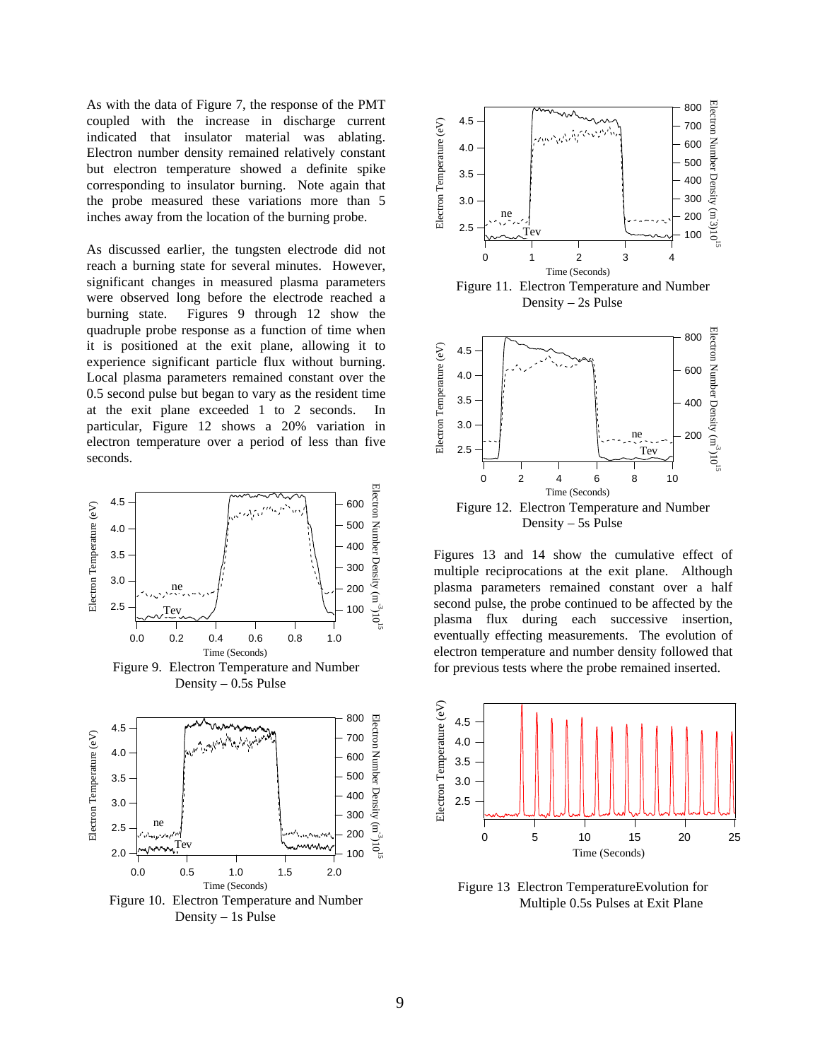As with the data of Figure 7, the response of the PMT coupled with the increase in discharge current indicated that insulator material was ablating. Electron number density remained relatively constant but electron temperature showed a definite spike corresponding to insulator burning. Note again that the probe measured these variations more than 5 inches away from the location of the burning probe.

As discussed earlier, the tungsten electrode did not reach a burning state for several minutes. However, significant changes in measured plasma parameters were observed long before the electrode reached a burning state. Figures 9 through 12 show the quadruple probe response as a function of time when it is positioned at the exit plane, allowing it to experience significant particle flux without burning. Local plasma parameters remained constant over the 0.5 second pulse but began to vary as the resident time at the exit plane exceeded 1 to 2 seconds. In particular, Figure 12 shows a 20% variation in electron temperature over a period of less than five seconds.

Figure 9. Electron Temperature and Number Density – 0.5s Pulse

Figure 10. Electron Temperature and Number Density – 1s Pulse

Figure 11. Electron Temperature and Number Density – 2s Pulse

Figure 12. Electron Temperature and Number Density – 5s Pulse

Figures 13 and 14 show the cumulative effect of multiple reciprocations at the exit plane. Although plasma parameters remained constant over a half second pulse, the probe continued to be affected by the plasma flux during each successive insertion, eventually effecting measurements. The evolution of electron temperature and number density followed that for previous tests where the probe remained inserted.

Figure 13 Electron TemperatureEvolution for Multiple 0.5s Pulses at Exit Plane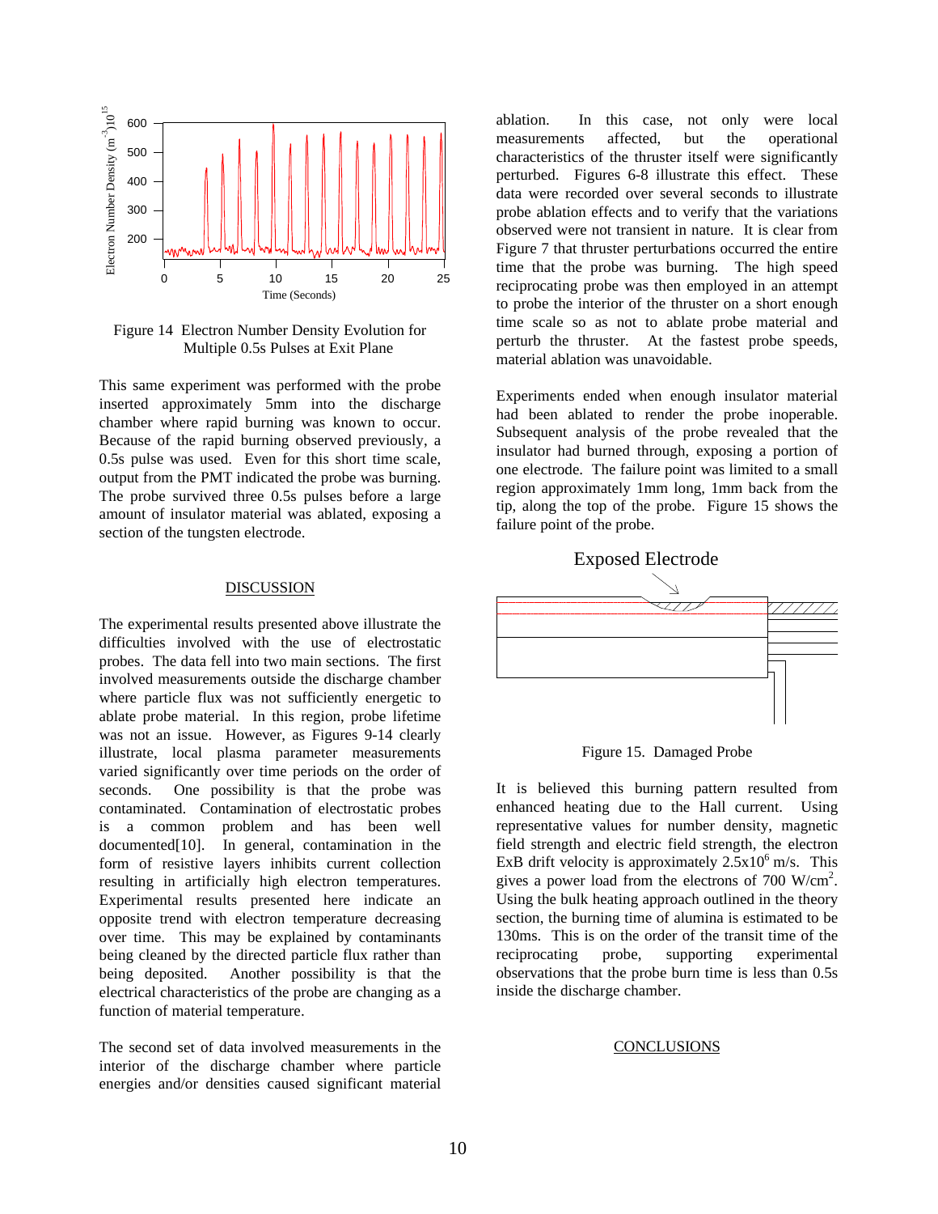Figure 14 Electron Number Density Evolution for Multiple 0.5s Pulses at Exit Plane

This same experiment was performed with the probe inserted approximately 5mm into the discharge chamber where rapid burning was known to occur. Because of the rapid burning observed previously, a 0.5s pulse was used. Even for this short time scale, output from the PMT indicated the probe was burning. The probe survived three 0.5s pulses before a large amount of insulator material was ablated, exposing a section of the tungsten electrode.

## DISCUSSION

The experimental results presented above illustrate the difficulties involved with the use of electrostatic probes. The data fell into two main sections. The first involved measurements outside the discharge chamber where particle flux was not sufficiently energetic to ablate probe material. In this region, probe lifetime was not an issue. However, as Figures 9-14 clearly illustrate, local plasma parameter measurements varied significantly over time periods on the order of seconds. One possibility is that the probe was contaminated. Contamination of electrostatic probes is a common problem and has been well documented[10]. In general, contamination in the form of resistive layers inhibits current collection resulting in artificially high electron temperatures. Experimental results presented here indicate an opposite trend with electron temperature decreasing over time. This may be explained by contaminants being cleaned by the directed particle flux rather than being deposited. Another possibility is that the electrical characteristics of the probe are changing as a function of material temperature.

The second set of data involved measurements in the interior of the discharge chamber where particle energies and/or densities caused significant material ablation. In this case, not only were local measurements affected, but the operational characteristics of the thruster itself were significantly perturbed. Figures 6-8 illustrate this effect. These data were recorded over several seconds to illustrate probe ablation effects and to verify that the variations observed were not transient in nature. It is clear from Figure 7 that thruster perturbations occurred the entire time that the probe was burning. The high speed reciprocating probe was then employed in an attempt to probe the interior of the thruster on a short enough time scale so as not to ablate probe material and perturb the thruster. At the fastest probe speeds, material ablation was unavoidable.

Experiments ended when enough insulator material had been ablated to render the probe inoperable. Subsequent analysis of the probe revealed that the insulator had burned through, exposing a portion of one electrode. The failure point was limited to a small region approximately 1mm long, 1mm back from the tip, along the top of the probe. Figure 15 shows the failure point of the probe.

Figure 15. Damaged Probe

It is believed this burning pattern resulted from enhanced heating due to the Hall current. Using representative values for number density, magnetic field strength and electric field strength, the electron ExB drift velocity is approximately $2.5 \times 10^6$ m/s. This gives a power load from the electrons of 700 W/cm$^2$. Using the bulk heating approach outlined in the theory section, the burning time of alumina is estimated to be 130ms. This is on the order of the transit time of the reciprocating probe, supporting experimental observations that the probe burn time is less than 0.5s inside the discharge chamber.

## CONCLUSIONS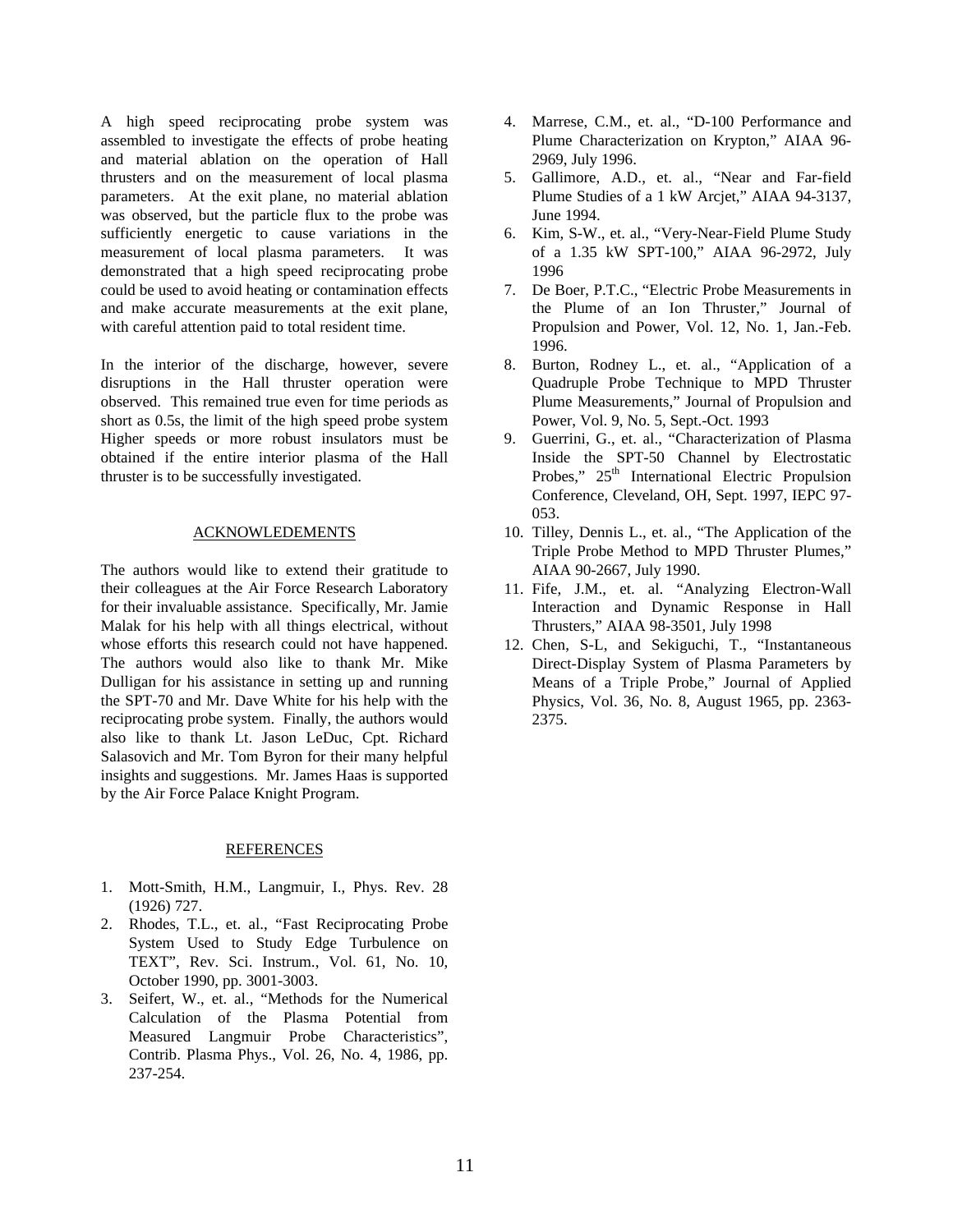A high speed reciprocating probe system was assembled to investigate the effects of probe heating and material ablation on the operation of Hall thrusters and on the measurement of local plasma parameters. At the exit plane, no material ablation was observed, but the particle flux to the probe was sufficiently energetic to cause variations in the measurement of local plasma parameters. It was demonstrated that a high speed reciprocating probe could be used to avoid heating or contamination effects and make accurate measurements at the exit plane, with careful attention paid to total resident time.

In the interior of the discharge, however, severe disruptions in the Hall thruster operation were observed. This remained true even for time periods as short as 0.5s, the limit of the high speed probe system Higher speeds or more robust insulators must be obtained if the entire interior plasma of the Hall thruster is to be successfully investigated.

## ACKNOWLEDEMENTS

The authors would like to extend their gratitude to their colleagues at the Air Force Research Laboratory for their invaluable assistance. Specifically, Mr. Jamie Malak for his help with all things electrical, without whose efforts this research could not have happened. The authors would also like to thank Mr. Mike Dulligan for his assistance in setting up and running the SPT-70 and Mr. Dave White for his help with the reciprocating probe system. Finally, the authors would also like to thank Lt. Jason LeDuc, Cpt. Richard Salasovich and Mr. Tom Byron for their many helpful insights and suggestions. Mr. James Haas is supported by the Air Force Palace Knight Program.

## REFERENCES

1. Mott-Smith, H.M., Langmuir, I., Phys. Rev. 28 (1926) 727.
2. Rhodes, T.L., et. al., "Fast Reciprocating Probe System Used to Study Edge Turbulence on TEXT", Rev. Sci. Instrum., Vol. 61, No. 10, October 1990, pp. 3001-3003.
3. Seifert, W., et. al., "Methods for the Numerical Calculation of the Plasma Potential from Measured Langmuir Probe Characteristics", Contrib. Plasma Phys., Vol. 26, No. 4, 1986, pp. 237-254.
4. Marrese, C.M., et. al., "D-100 Performance and Plume Characterization on Krypton," AIAA 96-2969, July 1996.
5. Gallimore, A.D., et. al., "Near and Far-field Plume Studies of a 1 kW Arcjet," AIAA 94-3137, June 1994.
6. Kim, S-W., et. al., "Very-Near-Field Plume Study of a 1.35 kW SPT-100," AIAA 96-2972, July 1996
7. De Boer, P.T.C., "Electric Probe Measurements in the Plume of an Ion Thruster," Journal of Propulsion and Power, Vol. 12, No. 1, Jan.-Feb. 1996.
8. Burton, Rodney L., et. al., "Application of a Quadruple Probe Technique to MPD Thruster Plume Measurements," Journal of Propulsion and Power, Vol. 9, No. 5, Sept.-Oct. 1993
9. Guerrini, G., et. al., "Characterization of Plasma Inside the SPT-50 Channel by Electrostatic Probes," 25th International Electric Propulsion Conference, Cleveland, OH, Sept. 1997, IEPC 97-053.
10. Tilley, Dennis L., et. al., "The Application of the Triple Probe Method to MPD Thruster Plumes," AIAA 90-2667, July 1990.
11. Fife, J.M., et. al. "Analyzing Electron-Wall Interaction and Dynamic Response in Hall Thrusters," AIAA 98-3501, July 1998
12. Chen, S-L, and Sekiguchi, T., "Instantaneous Direct-Display System of Plasma Parameters by Means of a Triple Probe," Journal of Applied Physics, Vol. 36, No. 8, August 1965, pp. 2363-2375.